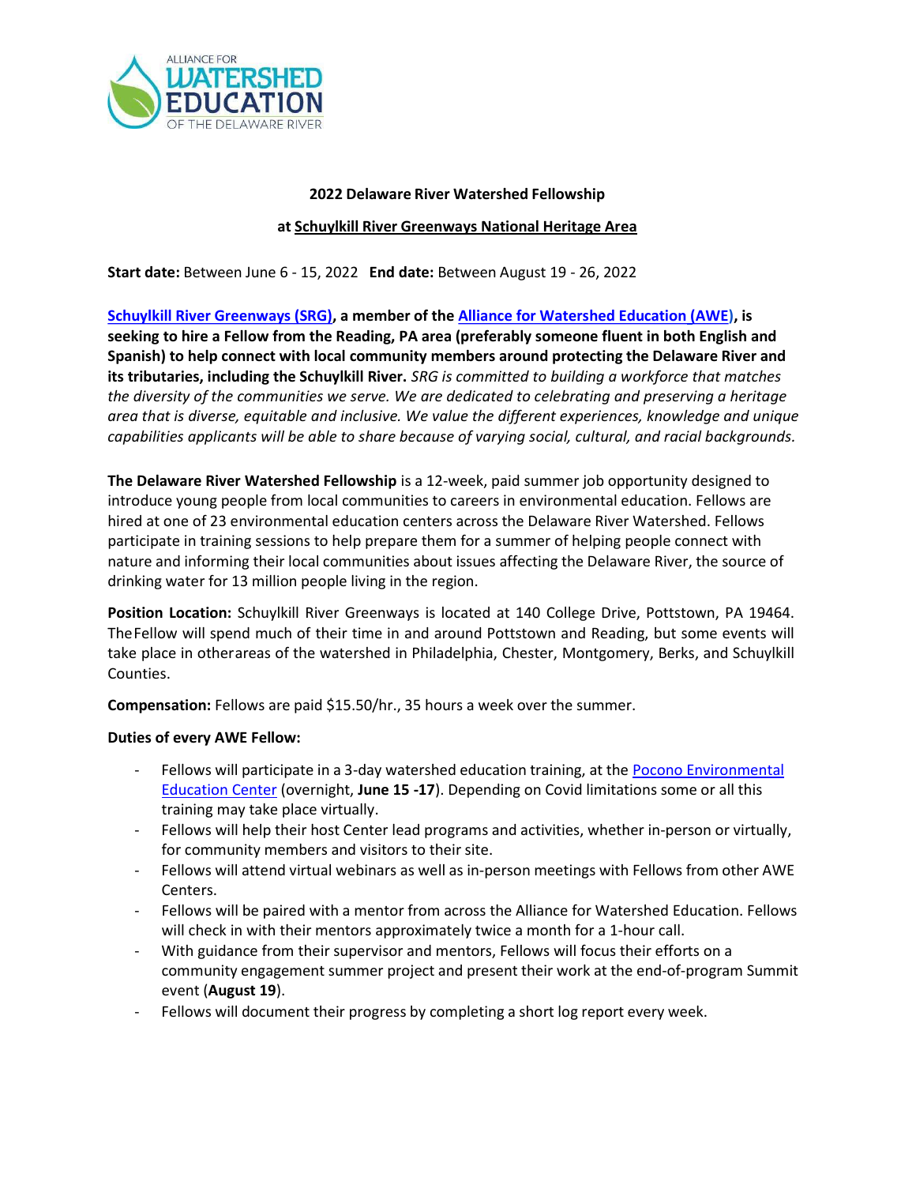ALLIANCE FOR WATERSHED EDUCATION OF THE DELAWARE RIVER

# 2022 Delaware River Watershed Fellowship

## at Schuylkill River Greenways National Heritage Area

**Start date:** Between June 6 - 15, 2022 **End date:** Between August 19 - 26, 2022

**Schuylkill River Greenways (SRG), a member of the Alliance for Watershed Education (AWE), is seeking to hire a Fellow from the Reading, PA area (preferably someone fluent in both English and Spanish) to help connect with local community members around protecting the Delaware River and its tributaries, including the Schuylkill River.** *SRG is committed to building a workforce that matches the diversity of the communities we serve. We are dedicated to celebrating and preserving a heritage area that is diverse, equitable and inclusive. We value the different experiences, knowledge and unique capabilities applicants will be able to share because of varying social, cultural, and racial backgrounds.*

**The Delaware River Watershed Fellowship** is a 12-week, paid summer job opportunity designed to introduce young people from local communities to careers in environmental education. Fellows are hired at one of 23 environmental education centers across the Delaware River Watershed. Fellows participate in training sessions to help prepare them for a summer of helping people connect with nature and informing their local communities about issues affecting the Delaware River, the source of drinking water for 13 million people living in the region.

**Position Location:** Schuylkill River Greenways is located at 140 College Drive, Pottstown, PA 19464. The Fellow will spend much of their time in and around Pottstown and Reading, but some events will take place in other areas of the watershed in Philadelphia, Chester, Montgomery, Berks, and Schuylkill Counties.

**Compensation:** Fellows are paid $15.50/hr., 35 hours a week over the summer.

**Duties of every AWE Fellow:**

- Fellows will participate in a 3-day watershed education training, at the Pocono Environmental Education Center (overnight, **June 15 -17**). Depending on Covid limitations some or all this training may take place virtually.
- Fellows will help their host Center lead programs and activities, whether in-person or virtually, for community members and visitors to their site.
- Fellows will attend virtual webinars as well as in-person meetings with Fellows from other AWE Centers.
- Fellows will be paired with a mentor from across the Alliance for Watershed Education. Fellows will check in with their mentors approximately twice a month for a 1-hour call.
- With guidance from their supervisor and mentors, Fellows will focus their efforts on a community engagement summer project and present their work at the end-of-program Summit event (**August 19**).
- Fellows will document their progress by completing a short log report every week.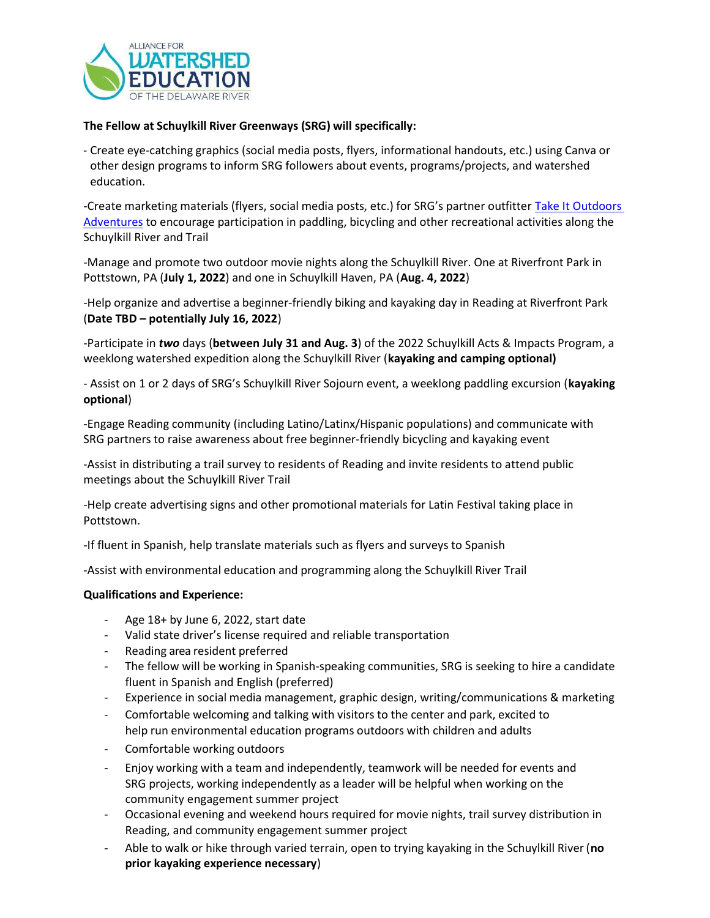**The Fellow at Schuylkill River Greenways (SRG) will specifically:**

- Create eye-catching graphics (social media posts, flyers, informational handouts, etc.) using Canva or other design programs to inform SRG followers about events, programs/projects, and watershed education.

-Create marketing materials (flyers, social media posts, etc.) for SRG's partner outfitter Take It Outdoors Adventures to encourage participation in paddling, bicycling and other recreational activities along the Schuylkill River and Trail

-Manage and promote two outdoor movie nights along the Schuylkill River. One at Riverfront Park in Pottstown, PA (**July 1, 2022**) and one in Schuylkill Haven, PA (**Aug. 4, 2022**)

-Help organize and advertise a beginner-friendly biking and kayaking day in Reading at Riverfront Park (**Date TBD – potentially July 16, 2022**)

-Participate in ***two*** days (**between July 31 and Aug. 3**) of the 2022 Schuylkill Acts & Impacts Program, a weeklong watershed expedition along the Schuylkill River (**kayaking and camping optional)**

- Assist on 1 or 2 days of SRG's Schuylkill River Sojourn event, a weeklong paddling excursion (**kayaking optional**)

-Engage Reading community (including Latino/Latinx/Hispanic populations) and communicate with SRG partners to raise awareness about free beginner-friendly bicycling and kayaking event

-Assist in distributing a trail survey to residents of Reading and invite residents to attend public meetings about the Schuylkill River Trail

-Help create advertising signs and other promotional materials for Latin Festival taking place in Pottstown.

-If fluent in Spanish, help translate materials such as flyers and surveys to Spanish

-Assist with environmental education and programming along the Schuylkill River Trail

**Qualifications and Experience:**

- Age 18+ by June 6, 2022, start date
- Valid state driver's license required and reliable transportation
- Reading area resident preferred
- The fellow will be working in Spanish-speaking communities, SRG is seeking to hire a candidate fluent in Spanish and English (preferred)
- Experience in social media management, graphic design, writing/communications & marketing
- Comfortable welcoming and talking with visitors to the center and park, excited to help run environmental education programs outdoors with children and adults
- Comfortable working outdoors
- Enjoy working with a team and independently, teamwork will be needed for events and SRG projects, working independently as a leader will be helpful when working on the community engagement summer project
- Occasional evening and weekend hours required for movie nights, trail survey distribution in Reading, and community engagement summer project
- Able to walk or hike through varied terrain, open to trying kayaking in the Schuylkill River (**no prior kayaking experience necessary**)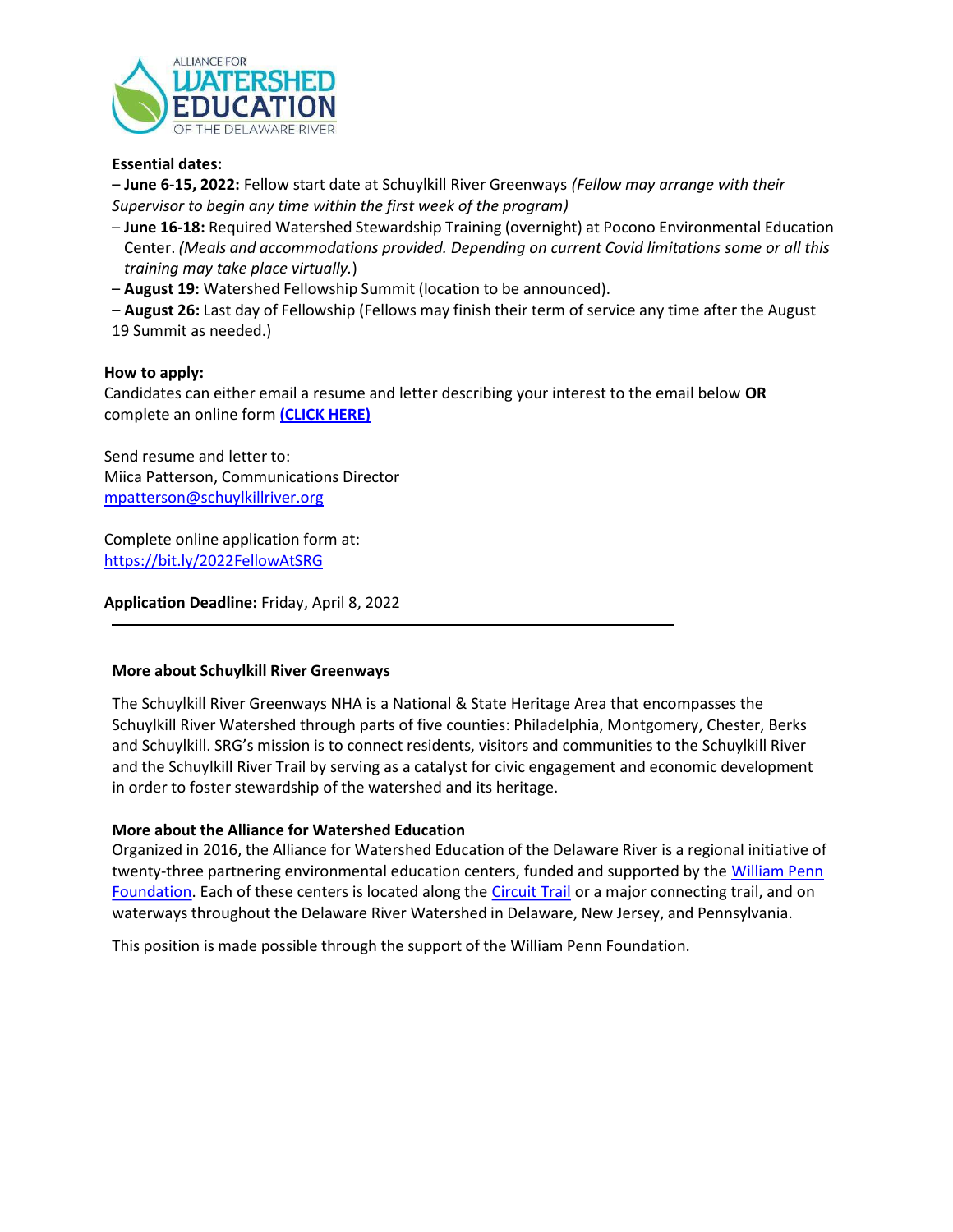**Essential dates:**

– **June 6-15, 2022:** Fellow start date at Schuylkill River Greenways *(Fellow may arrange with their Supervisor to begin any time within the first week of the program)*

– **June 16-18:** Required Watershed Stewardship Training (overnight) at Pocono Environmental Education Center. *(Meals and accommodations provided. Depending on current Covid limitations some or all this training may take place virtually.*)

– **August 19:** Watershed Fellowship Summit (location to be announced).

– **August 26:** Last day of Fellowship (Fellows may finish their term of service any time after the August 19 Summit as needed.)

**How to apply:**

Candidates can either email a resume and letter describing your interest to the email below **OR** complete an online form **(CLICK HERE)**

Send resume and letter to:
Miica Patterson, Communications Director
mpatterson@schuylkillriver.org

Complete online application form at:
https://bit.ly/2022FellowAtSRG

**Application Deadline:** Friday, April 8, 2022

---

**More about Schuylkill River Greenways**

The Schuylkill River Greenways NHA is a National & State Heritage Area that encompasses the Schuylkill River Watershed through parts of five counties: Philadelphia, Montgomery, Chester, Berks and Schuylkill. SRG's mission is to connect residents, visitors and communities to the Schuylkill River and the Schuylkill River Trail by serving as a catalyst for civic engagement and economic development in order to foster stewardship of the watershed and its heritage.

**More about the Alliance for Watershed Education**

Organized in 2016, the Alliance for Watershed Education of the Delaware River is a regional initiative of twenty-three partnering environmental education centers, funded and supported by the William Penn Foundation. Each of these centers is located along the Circuit Trail or a major connecting trail, and on waterways throughout the Delaware River Watershed in Delaware, New Jersey, and Pennsylvania.

This position is made possible through the support of the William Penn Foundation.